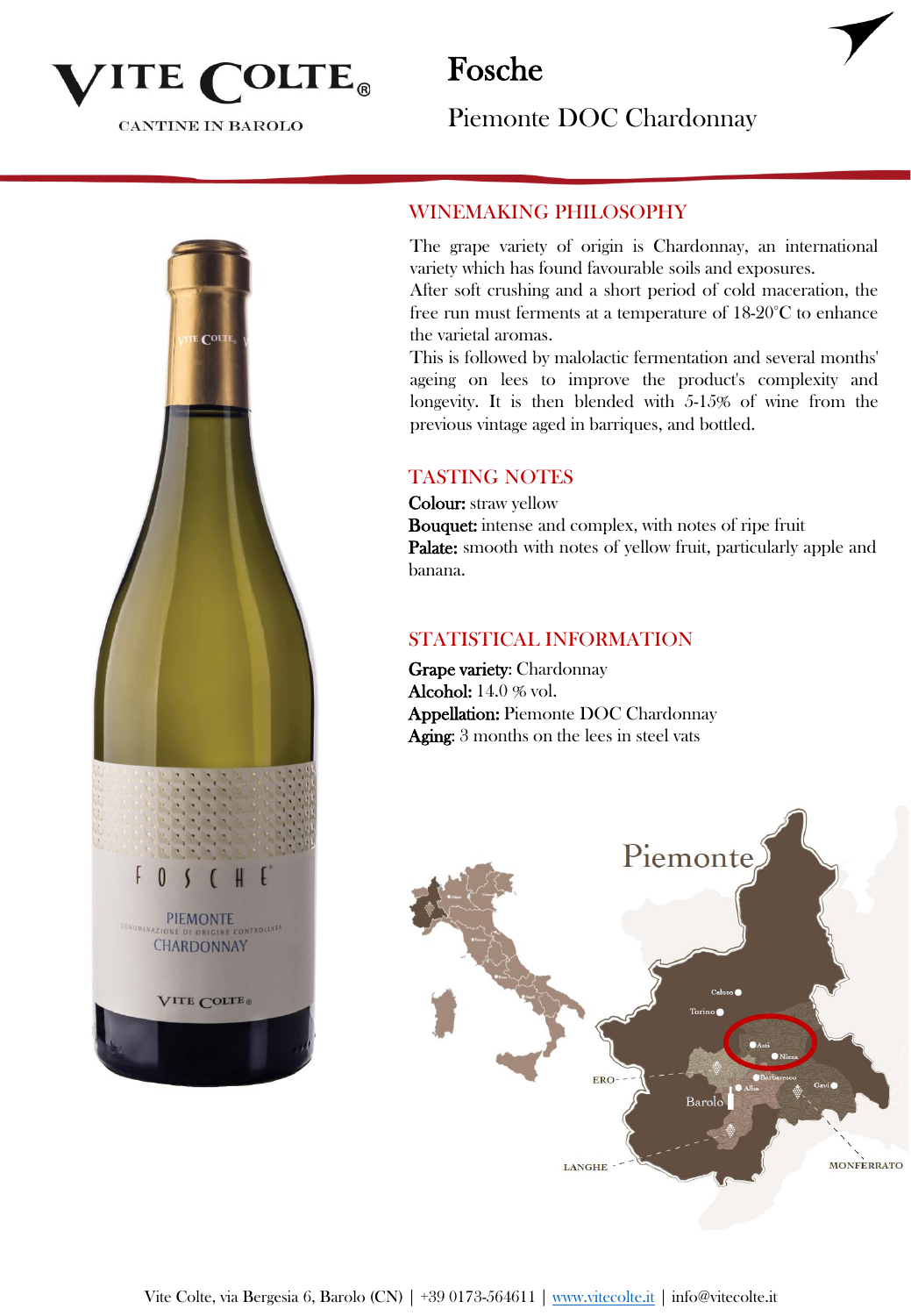VITE COLTE®

CANTINE IN BAROLO

# Fosche

## Piemonte DOC Chardonnay

### WINEMAKING PHILOSOPHY

The grape variety of origin is Chardonnay, an international variety which has found favourable soils and exposures.
After soft crushing and a short period of cold maceration, the free run must ferments at a temperature of 18-20°C to enhance the varietal aromas.
This is followed by malolactic fermentation and several months' ageing on lees to improve the product's complexity and longevity. It is then blended with 5-15% of wine from the previous vintage aged in barriques, and bottled.

### TASTING NOTES

**Colour:** straw yellow
**Bouquet:** intense and complex, with notes of ripe fruit
**Palate:** smooth with notes of yellow fruit, particularly apple and banana.

### STATISTICAL INFORMATION

**Grape variety**: Chardonnay
**Alcohol:** 14.0 % vol.
**Appellation:** Piemonte DOC Chardonnay
**Aging**: 3 months on the lees in steel vats

Vite Colte, via Bergesia 6, Barolo (CN) | +39 0173-564611 | www.vitecolte.it | info@vitecolte.it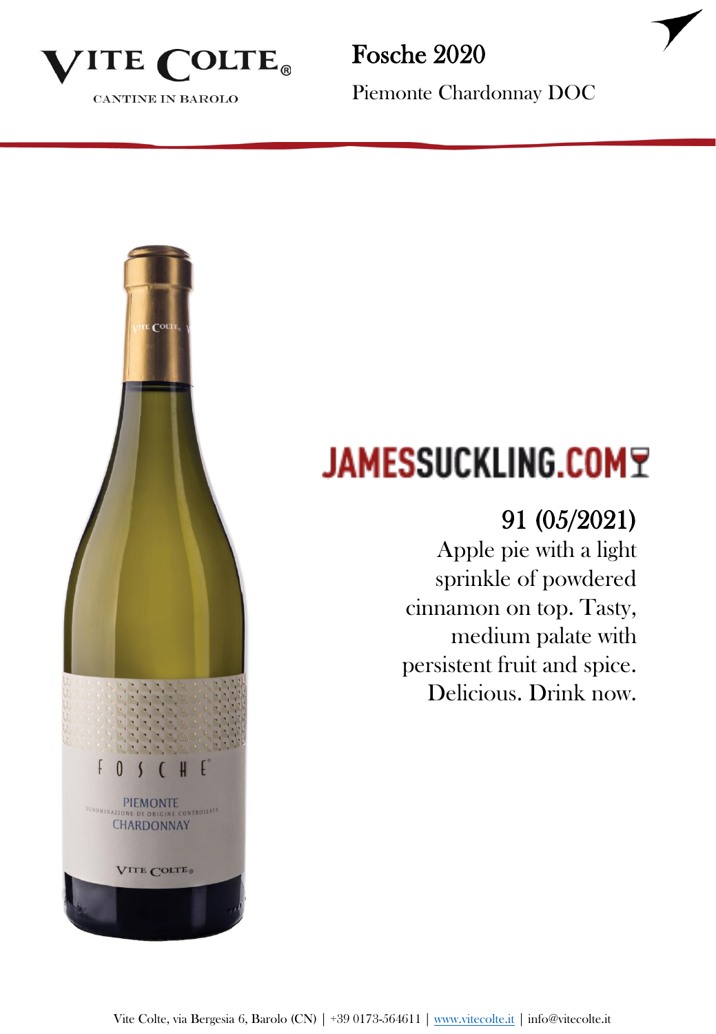VITE COLTE®

CANTINE IN BAROLO

# Fosche 2020

Piemonte Chardonnay DOC

## JAMESSUCKLING.COM

**91 (05/2021)**

Apple pie with a light sprinkle of powdered cinnamon on top. Tasty, medium palate with persistent fruit and spice. Delicious. Drink now.

Vite Colte, via Bergesia 6, Barolo (CN) | +39 0173-564611 | www.vitecolte.it | info@vitecolte.it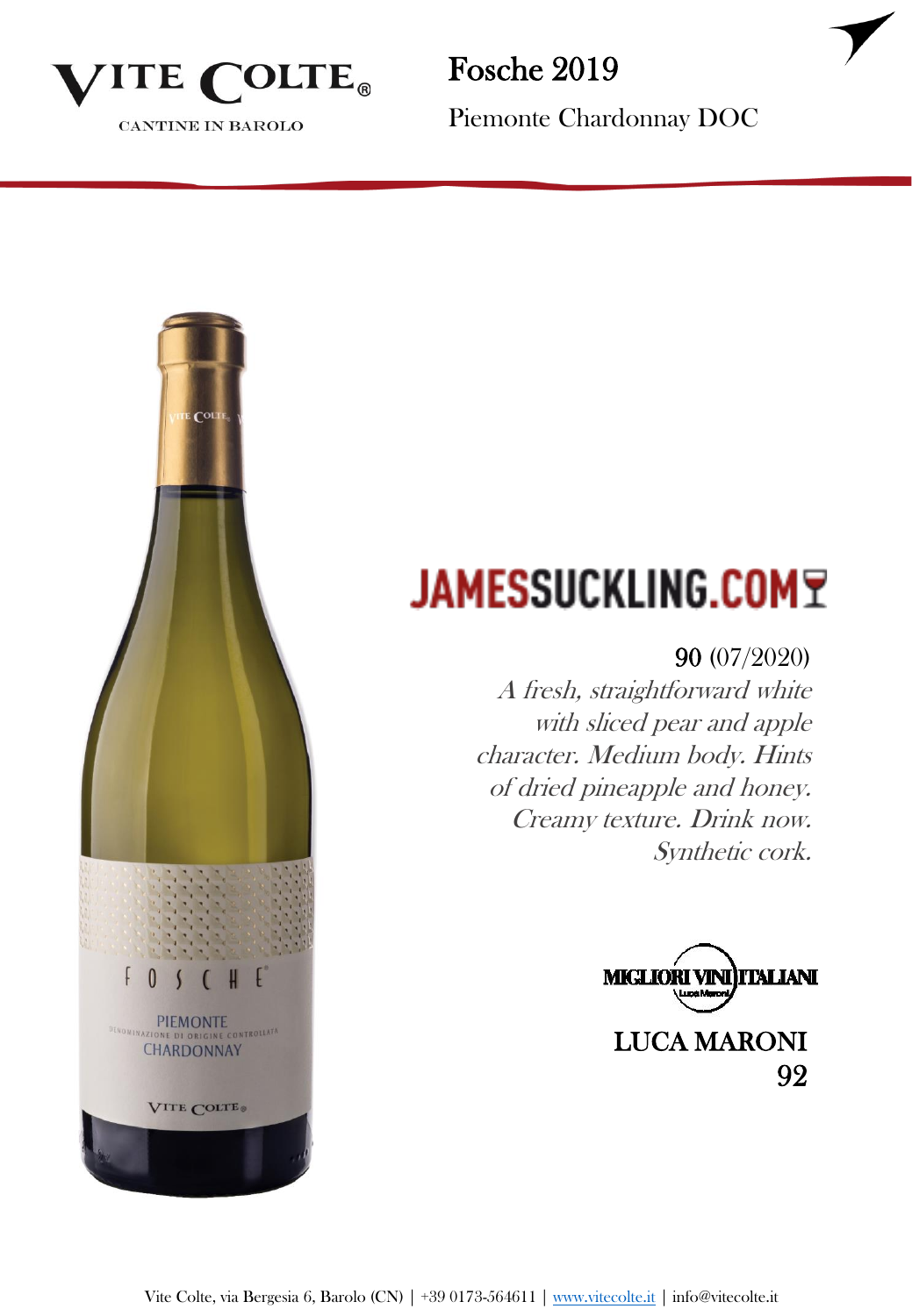VITE COLTE®

CANTINE IN BAROLO

# Fosche 2019

Piemonte Chardonnay DOC

JAMESSUCKLING.COM

90 (07/2020)

*A fresh, straightforward white with sliced pear and apple character. Medium body. Hints of dried pineapple and honey. Creamy texture. Drink now. Synthetic cork.*

MIGLIORI VINI ITALIANI

LUCA MARONI
92

Vite Colte, via Bergesia 6, Barolo (CN) | +39 0173-564611 | www.vitecolte.it | info@vitecolte.it